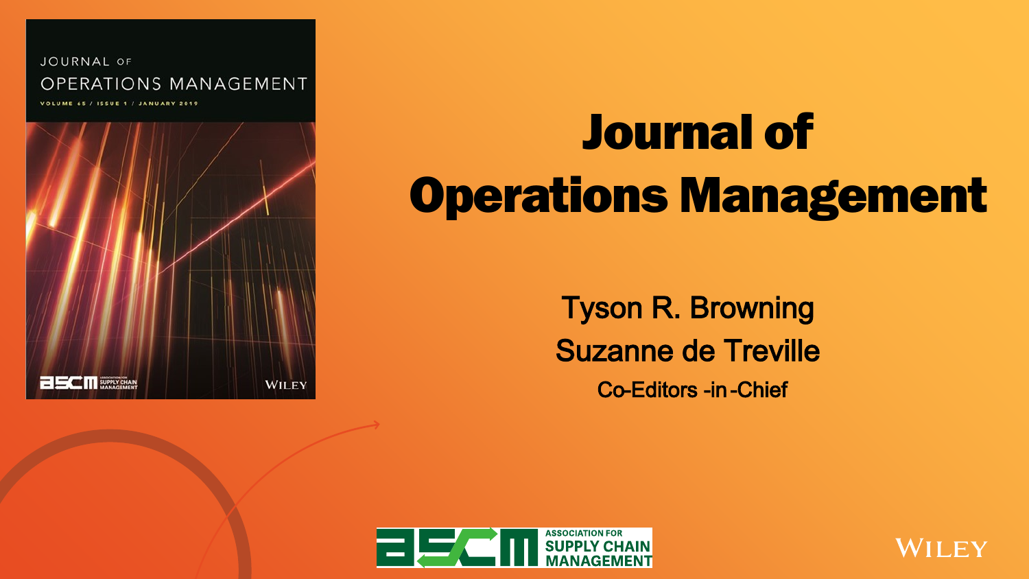# Journal of Operations Management

Tyson R. Browning

Suzanne de Treville

Co-Editors -in -Chief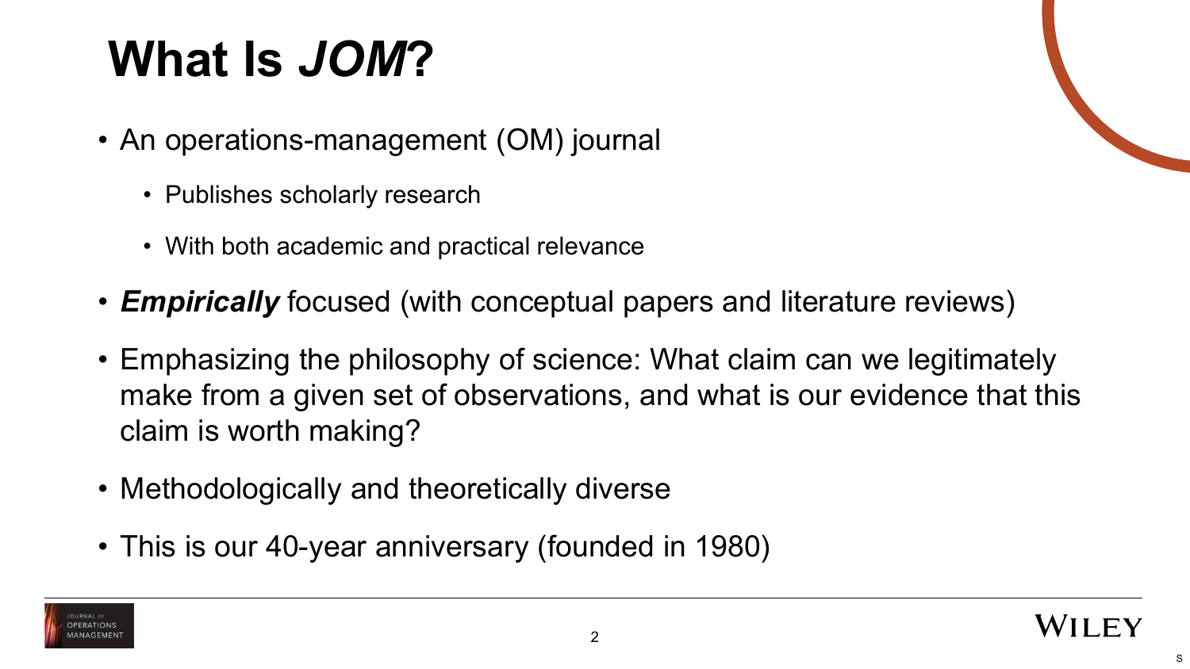# What Is *JOM*?

- An operations-management (OM) journal
  - Publishes scholarly research
  - With both academic and practical relevance
- ***Empirically*** focused (with conceptual papers and literature reviews)
- Emphasizing the philosophy of science: What claim can we legitimately make from a given set of observations, and what is our evidence that this claim is worth making?
- Methodologically and theoretically diverse
- This is our 40-year anniversary (founded in 1980)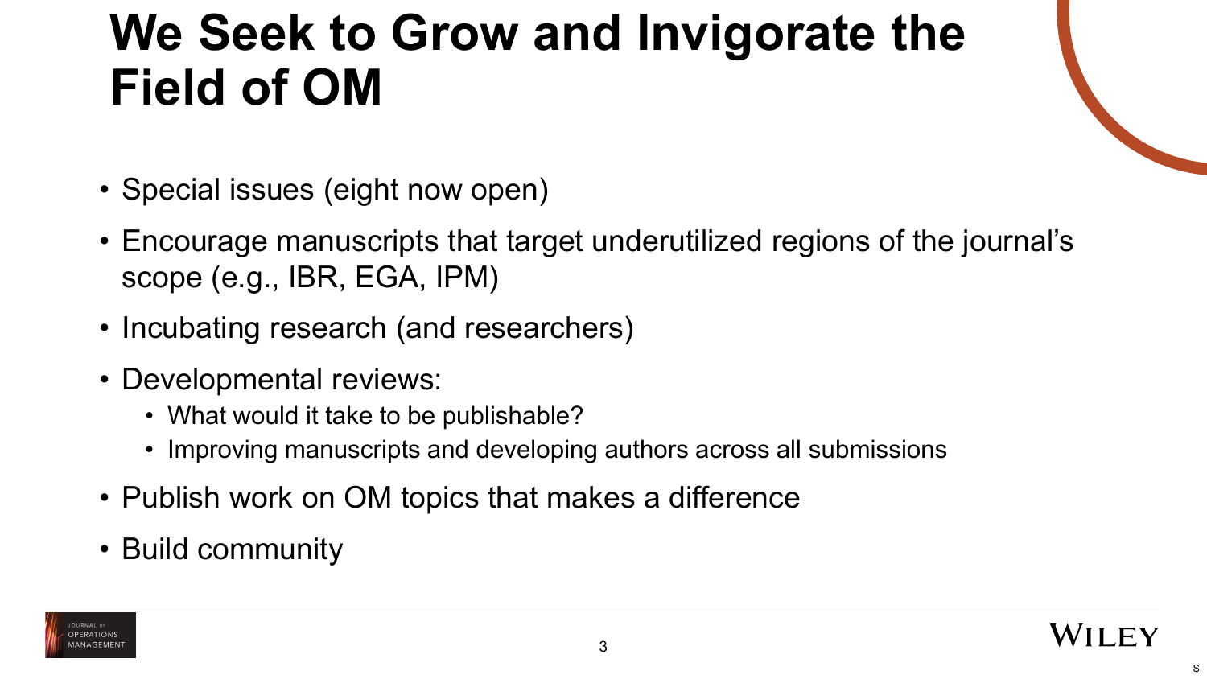# We Seek to Grow and Invigorate the Field of OM

- Special issues (eight now open)
- Encourage manuscripts that target underutilized regions of the journal's scope (e.g., IBR, EGA, IPM)
- Incubating research (and researchers)
- Developmental reviews:
  - What would it take to be publishable?
  - Improving manuscripts and developing authors across all submissions
- Publish work on OM topics that makes a difference
- Build community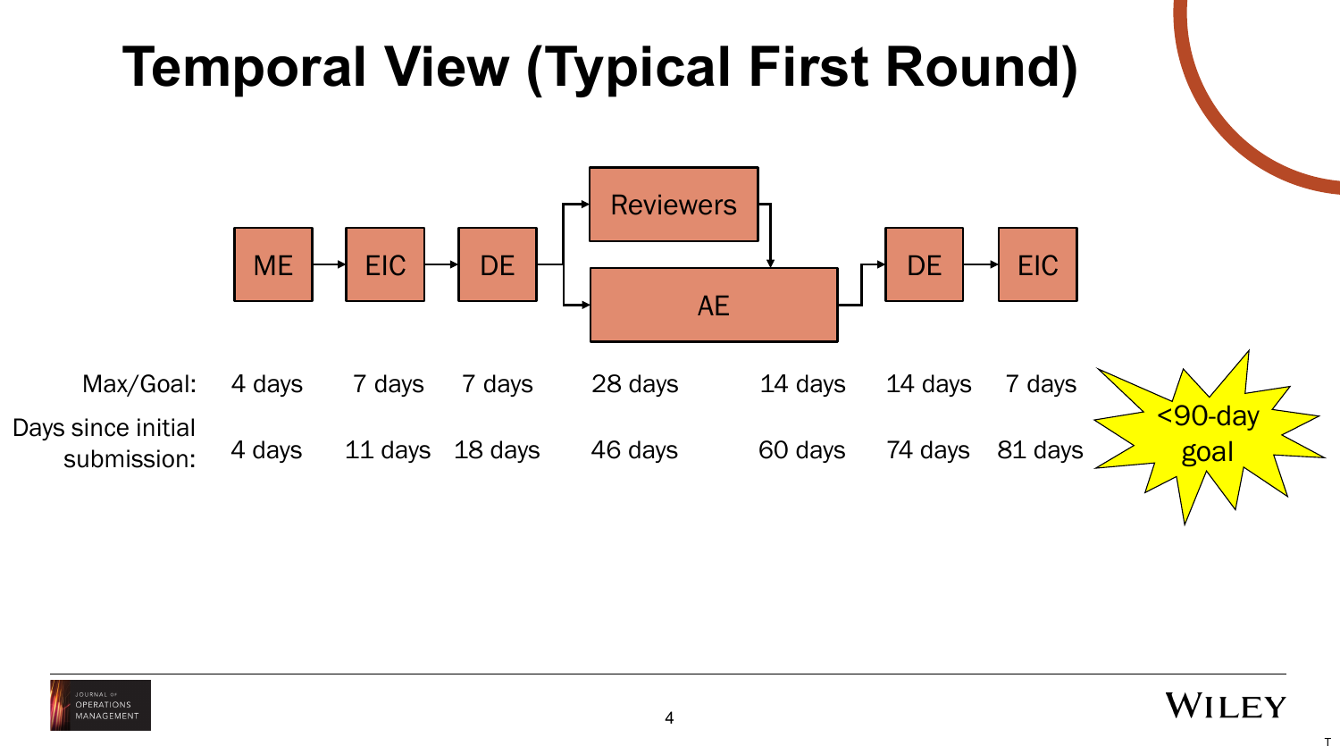# Temporal View (Typical First Round)

ME → EIC → DE → Reviewers / AE → DE → EIC

Max/Goal: 4 days 7 days 7 days 28 days 14 days 14 days 7 days

Days since initial submission: 4 days 11 days 18 days 46 days 60 days 74 days 81 days

<90-day goal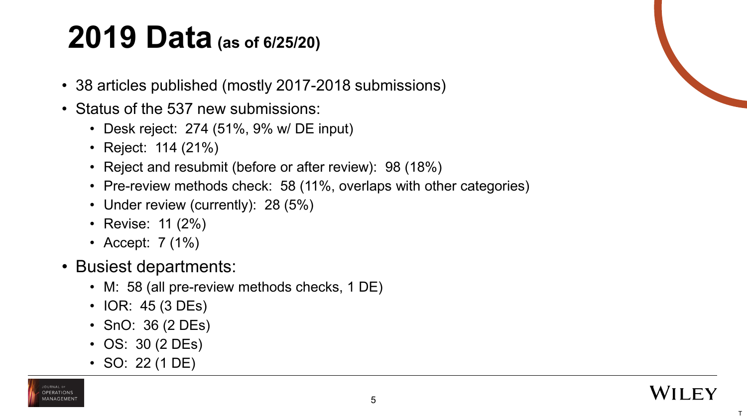# 2019 Data (as of 6/25/20)

- 38 articles published (mostly 2017-2018 submissions)
- Status of the 537 new submissions:
  - Desk reject: 274 (51%, 9% w/ DE input)
  - Reject: 114 (21%)
  - Reject and resubmit (before or after review): 98 (18%)
  - Pre-review methods check: 58 (11%, overlaps with other categories)
  - Under review (currently): 28 (5%)
  - Revise: 11 (2%)
  - Accept: 7 (1%)
- Busiest departments:
  - M: 58 (all pre-review methods checks, 1 DE)
  - IOR: 45 (3 DEs)
  - SnO: 36 (2 DEs)
  - OS: 30 (2 DEs)
  - SO: 22 (1 DE)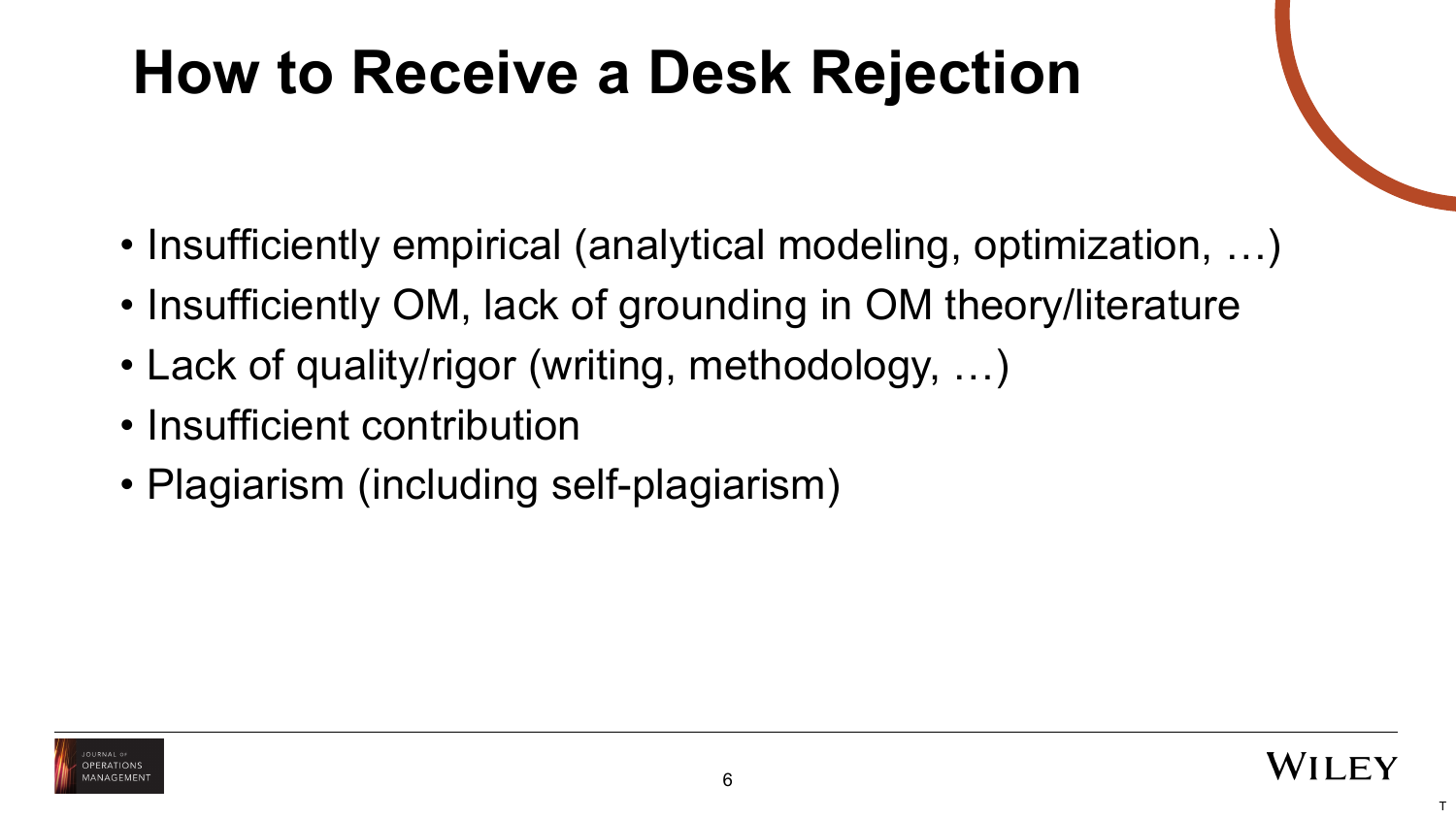# How to Receive a Desk Rejection

- Insufficiently empirical (analytical modeling, optimization, …)
- Insufficiently OM, lack of grounding in OM theory/literature
- Lack of quality/rigor (writing, methodology, …)
- Insufficient contribution
- Plagiarism (including self-plagiarism)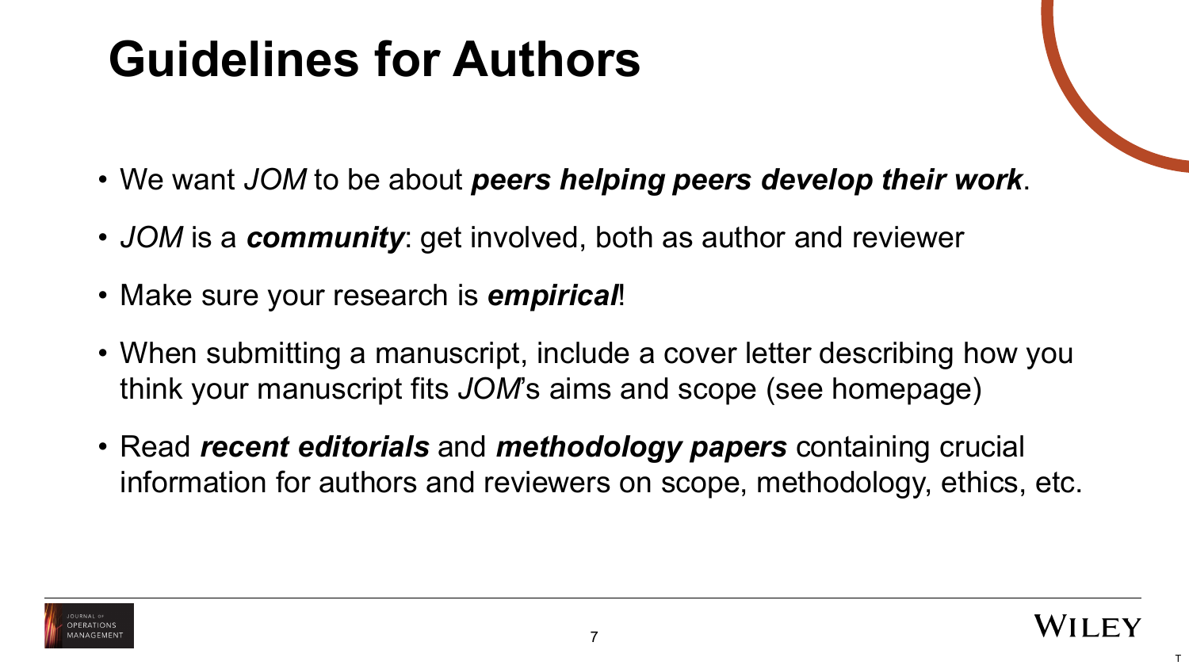# Guidelines for Authors

- We want *JOM* to be about ***peers helping peers develop their work***.
- *JOM* is a ***community***: get involved, both as author and reviewer
- Make sure your research is ***empirical***!
- When submitting a manuscript, include a cover letter describing how you think your manuscript fits *JOM*'s aims and scope (see homepage)
- Read ***recent editorials*** and ***methodology papers*** containing crucial information for authors and reviewers on scope, methodology, ethics, etc.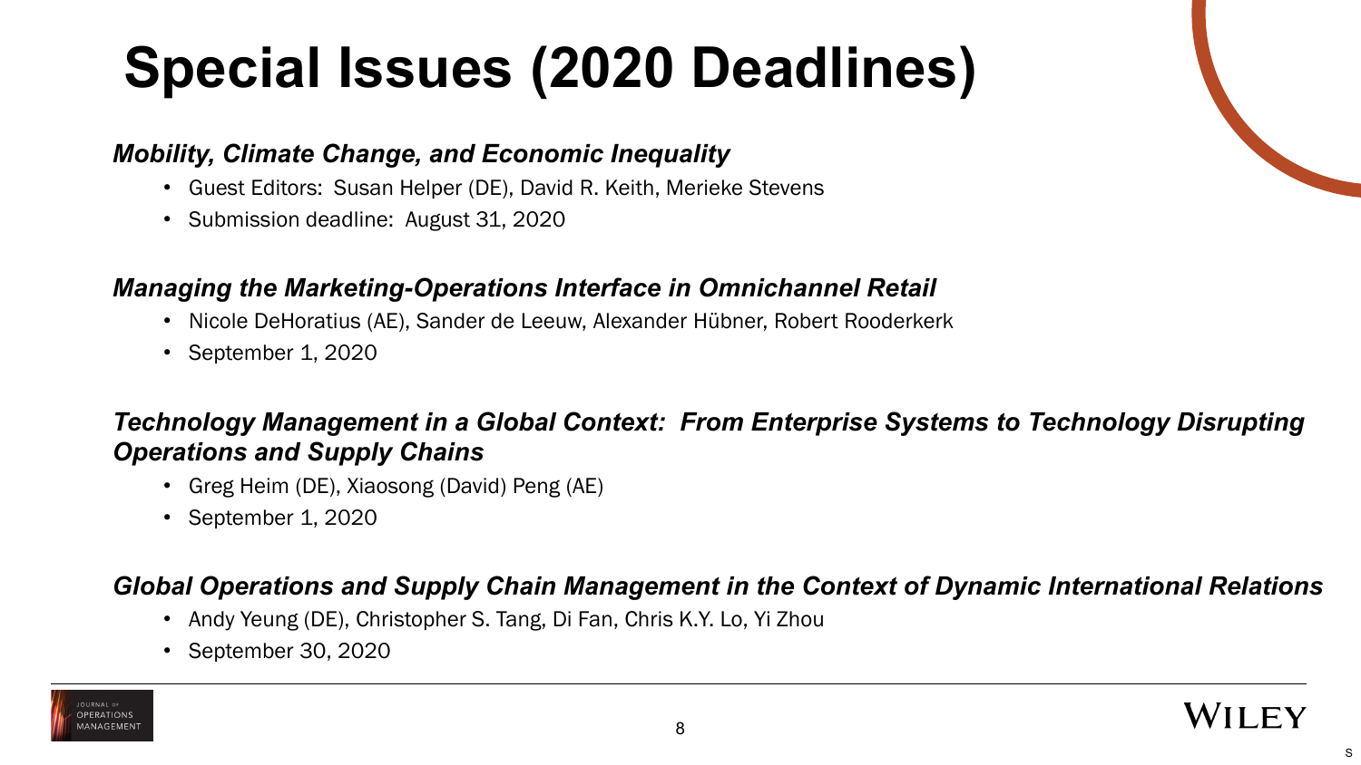# Special Issues (2020 Deadlines)

***Mobility, Climate Change, and Economic Inequality***

- Guest Editors: Susan Helper (DE), David R. Keith, Merieke Stevens
- Submission deadline: August 31, 2020

***Managing the Marketing-Operations Interface in Omnichannel Retail***

- Nicole DeHoratius (AE), Sander de Leeuw, Alexander Hübner, Robert Rooderkerk
- September 1, 2020

***Technology Management in a Global Context: From Enterprise Systems to Technology Disrupting Operations and Supply Chains***

- Greg Heim (DE), Xiaosong (David) Peng (AE)
- September 1, 2020

***Global Operations and Supply Chain Management in the Context of Dynamic International Relations***

- Andy Yeung (DE), Christopher S. Tang, Di Fan, Chris K.Y. Lo, Yi Zhou
- September 30, 2020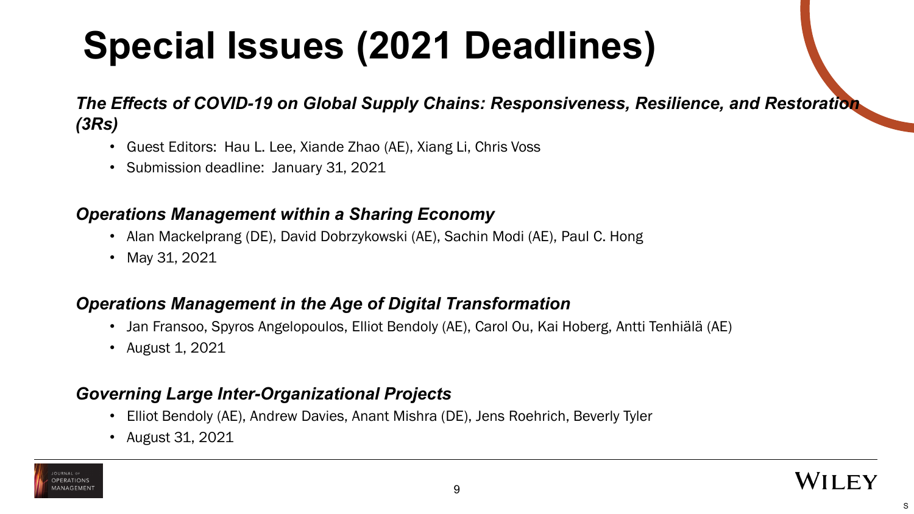# Special Issues (2021 Deadlines)

***The Effects of COVID-19 on Global Supply Chains: Responsiveness, Resilience, and Restoration (3Rs)***

- Guest Editors: Hau L. Lee, Xiande Zhao (AE), Xiang Li, Chris Voss
- Submission deadline: January 31, 2021

***Operations Management within a Sharing Economy***

- Alan Mackelprang (DE), David Dobrzykowski (AE), Sachin Modi (AE), Paul C. Hong
- May 31, 2021

***Operations Management in the Age of Digital Transformation***

- Jan Fransoo, Spyros Angelopoulos, Elliot Bendoly (AE), Carol Ou, Kai Hoberg, Antti Tenhiälä (AE)
- August 1, 2021

***Governing Large Inter-Organizational Projects***

- Elliot Bendoly (AE), Andrew Davies, Anant Mishra (DE), Jens Roehrich, Beverly Tyler
- August 31, 2021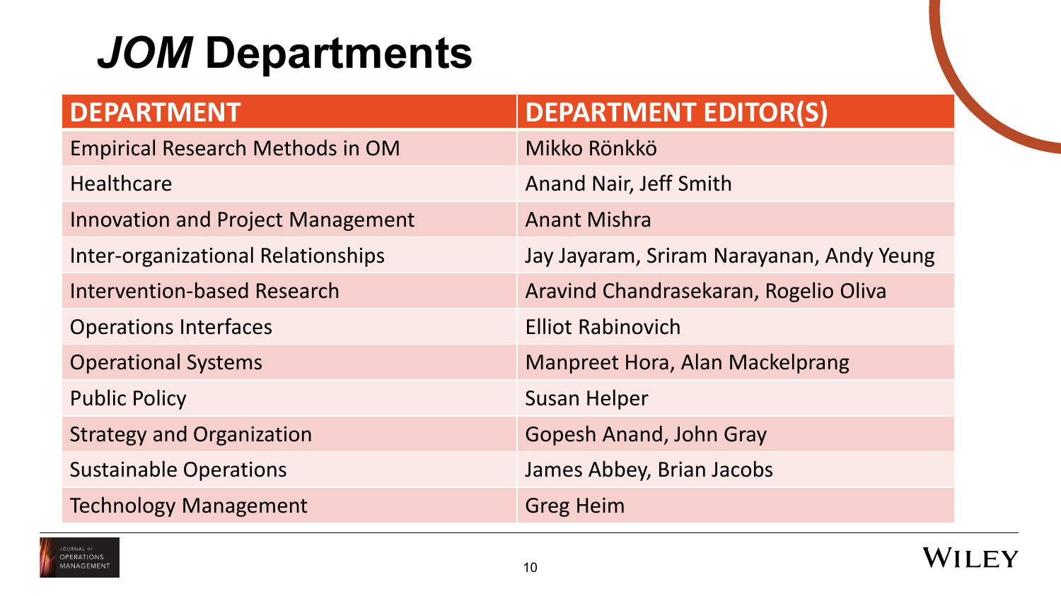# *JOM* Departments

| DEPARTMENT | DEPARTMENT EDITOR(S) |
| --- | --- |
| Empirical Research Methods in OM | Mikko Rönkkö |
| Healthcare | Anand Nair, Jeff Smith |
| Innovation and Project Management | Anant Mishra |
| Inter-organizational Relationships | Jay Jayaram, Sriram Narayanan, Andy Yeung |
| Intervention-based Research | Aravind Chandrasekaran, Rogelio Oliva |
| Operations Interfaces | Elliot Rabinovich |
| Operational Systems | Manpreet Hora, Alan Mackelprang |
| Public Policy | Susan Helper |
| Strategy and Organization | Gopesh Anand, John Gray |
| Sustainable Operations | James Abbey, Brian Jacobs |
| Technology Management | Greg Heim |